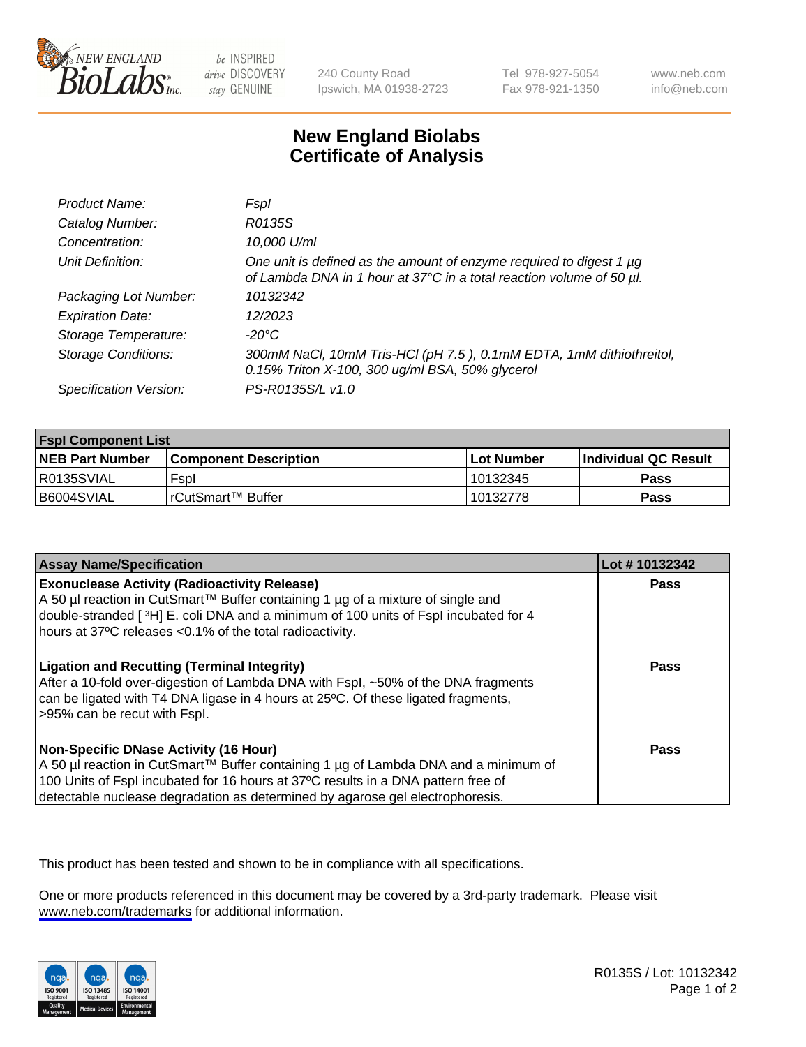New England BioLabs Inc. — be INSPIRED, drive DISCOVERY, stay GENUINE

240 County Road
Ipswich, MA 01938-2723

Tel 978-927-5054
Fax 978-921-1350

www.neb.com
info@neb.com

# New England Biolabs
# Certificate of Analysis

| | |
|---|---|
| *Product Name:* | *FspI* |
| *Catalog Number:* | *R0135S* |
| *Concentration:* | *10,000 U/ml* |
| *Unit Definition:* | *One unit is defined as the amount of enzyme required to digest 1 µg of Lambda DNA in 1 hour at 37°C in a total reaction volume of 50 µl.* |
| *Packaging Lot Number:* | *10132342* |
| *Expiration Date:* | *12/2023* |
| *Storage Temperature:* | *-20°C* |
| *Storage Conditions:* | *300mM NaCl, 10mM Tris-HCl (pH 7.5 ), 0.1mM EDTA, 1mM dithiothreitol, 0.15% Triton X-100, 300 ug/ml BSA, 50% glycerol* |
| *Specification Version:* | *PS-R0135S/L v1.0* |

| **FspI Component List** | | | |
|---|---|---|---|
| **NEB Part Number** | **Component Description** | **Lot Number** | **Individual QC Result** |
| R0135SVIAL | FspI | 10132345 | **Pass** |
| B6004SVIAL | rCutSmart™ Buffer | 10132778 | **Pass** |

| **Assay Name/Specification** | **Lot # 10132342** |
|---|---|
| **Exonuclease Activity (Radioactivity Release)** A 50 µl reaction in CutSmart™ Buffer containing 1 µg of a mixture of single and double-stranded [ $^{3}$H] E. coli DNA and a minimum of 100 units of FspI incubated for 4 hours at 37ºC releases <0.1% of the total radioactivity. | **Pass** |
| **Ligation and Recutting (Terminal Integrity)** After a 10-fold over-digestion of Lambda DNA with FspI, ~50% of the DNA fragments can be ligated with T4 DNA ligase in 4 hours at 25ºC. Of these ligated fragments, >95% can be recut with FspI. | **Pass** |
| **Non-Specific DNase Activity (16 Hour)** A 50 µl reaction in CutSmart™ Buffer containing 1 µg of Lambda DNA and a minimum of 100 Units of FspI incubated for 16 hours at 37ºC results in a DNA pattern free of detectable nuclease degradation as determined by agarose gel electrophoresis. | **Pass** |

This product has been tested and shown to be in compliance with all specifications.

One or more products referenced in this document may be covered by a 3rd-party trademark. Please visit www.neb.com/trademarks for additional information.

R0135S / Lot: 10132342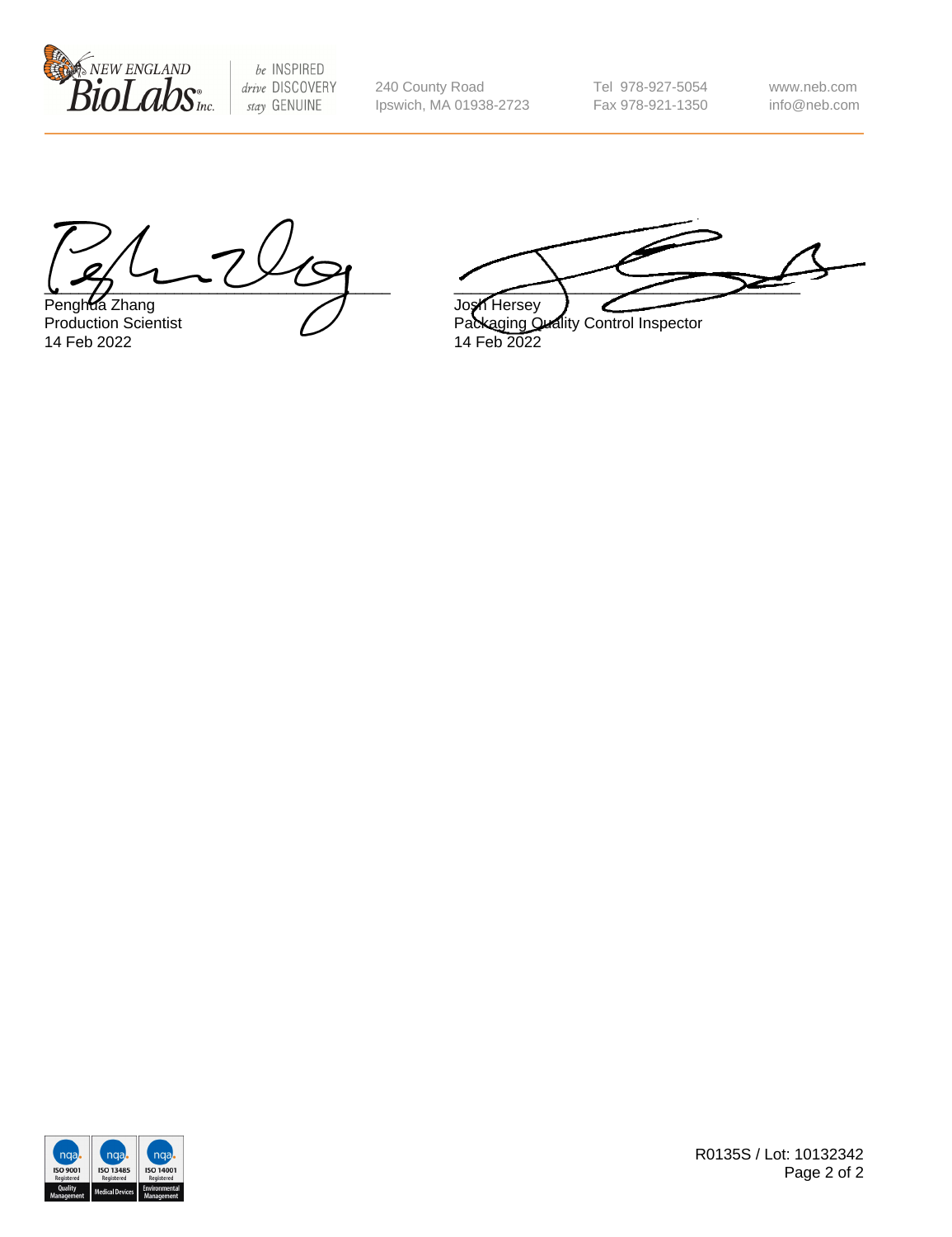Penghua Zhang
Production Scientist
14 Feb 2022

Josh Hersey
Packaging Quality Control Inspector
14 Feb 2022

R0135S / Lot: 10132342